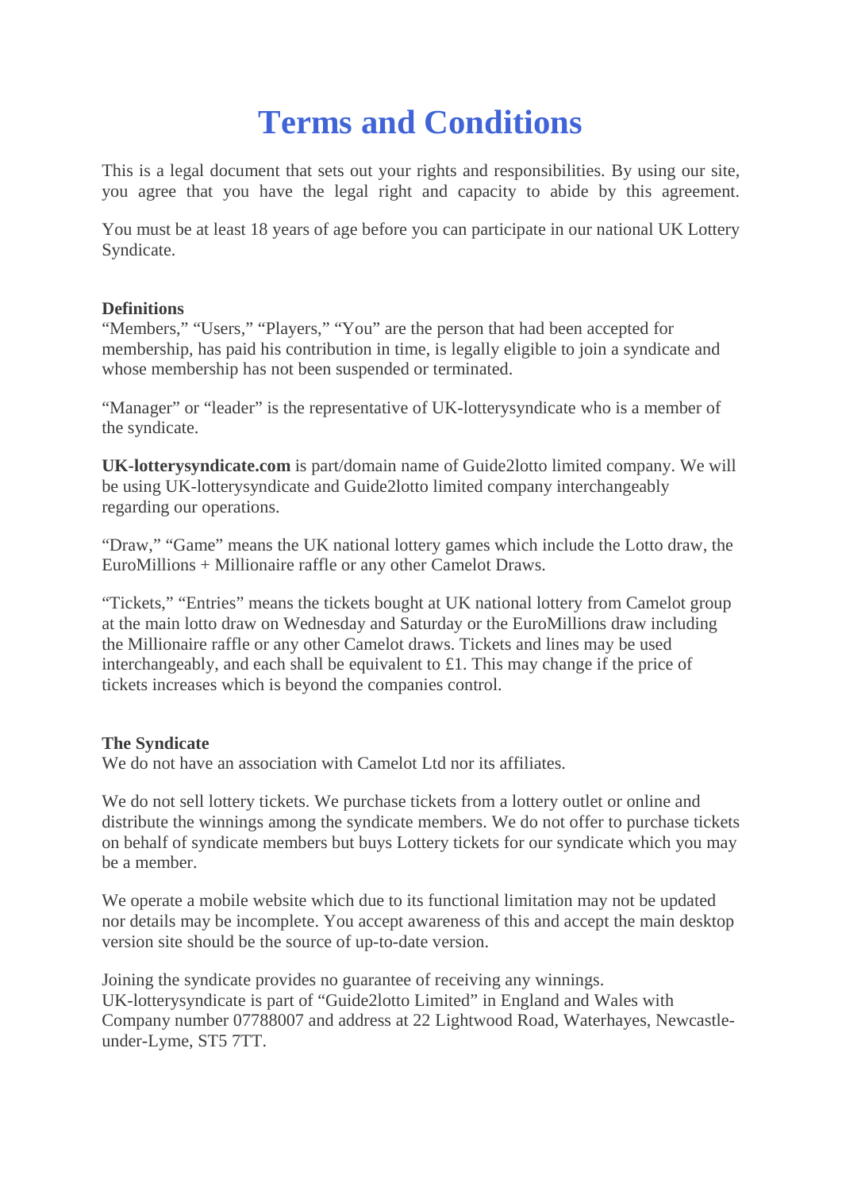# Terms and Conditions

This is a legal document that sets out your rights and responsibilities. By using our site, you agree that you have the legal right and capacity to abide by this agreement.

You must be at least 18 years of age before you can participate in our national UK Lottery Syndicate.

**Definitions**

"Members," "Users," "Players," "You" are the person that had been accepted for membership, has paid his contribution in time, is legally eligible to join a syndicate and whose membership has not been suspended or terminated.

"Manager" or "leader" is the representative of UK-lotterysyndicate who is a member of the syndicate.

**UK-lotterysyndicate.com** is part/domain name of Guide2lotto limited company. We will be using UK-lotterysyndicate and Guide2lotto limited company interchangeably regarding our operations.

"Draw," "Game" means the UK national lottery games which include the Lotto draw, the EuroMillions + Millionaire raffle or any other Camelot Draws.

"Tickets," "Entries" means the tickets bought at UK national lottery from Camelot group at the main lotto draw on Wednesday and Saturday or the EuroMillions draw including the Millionaire raffle or any other Camelot draws. Tickets and lines may be used interchangeably, and each shall be equivalent to £1. This may change if the price of tickets increases which is beyond the companies control.

**The Syndicate**

We do not have an association with Camelot Ltd nor its affiliates.

We do not sell lottery tickets. We purchase tickets from a lottery outlet or online and distribute the winnings among the syndicate members. We do not offer to purchase tickets on behalf of syndicate members but buys Lottery tickets for our syndicate which you may be a member.

We operate a mobile website which due to its functional limitation may not be updated nor details may be incomplete. You accept awareness of this and accept the main desktop version site should be the source of up-to-date version.

Joining the syndicate provides no guarantee of receiving any winnings.
UK-lotterysyndicate is part of "Guide2lotto Limited" in England and Wales with Company number 07788007 and address at 22 Lightwood Road, Waterhayes, Newcastle-under-Lyme, ST5 7TT.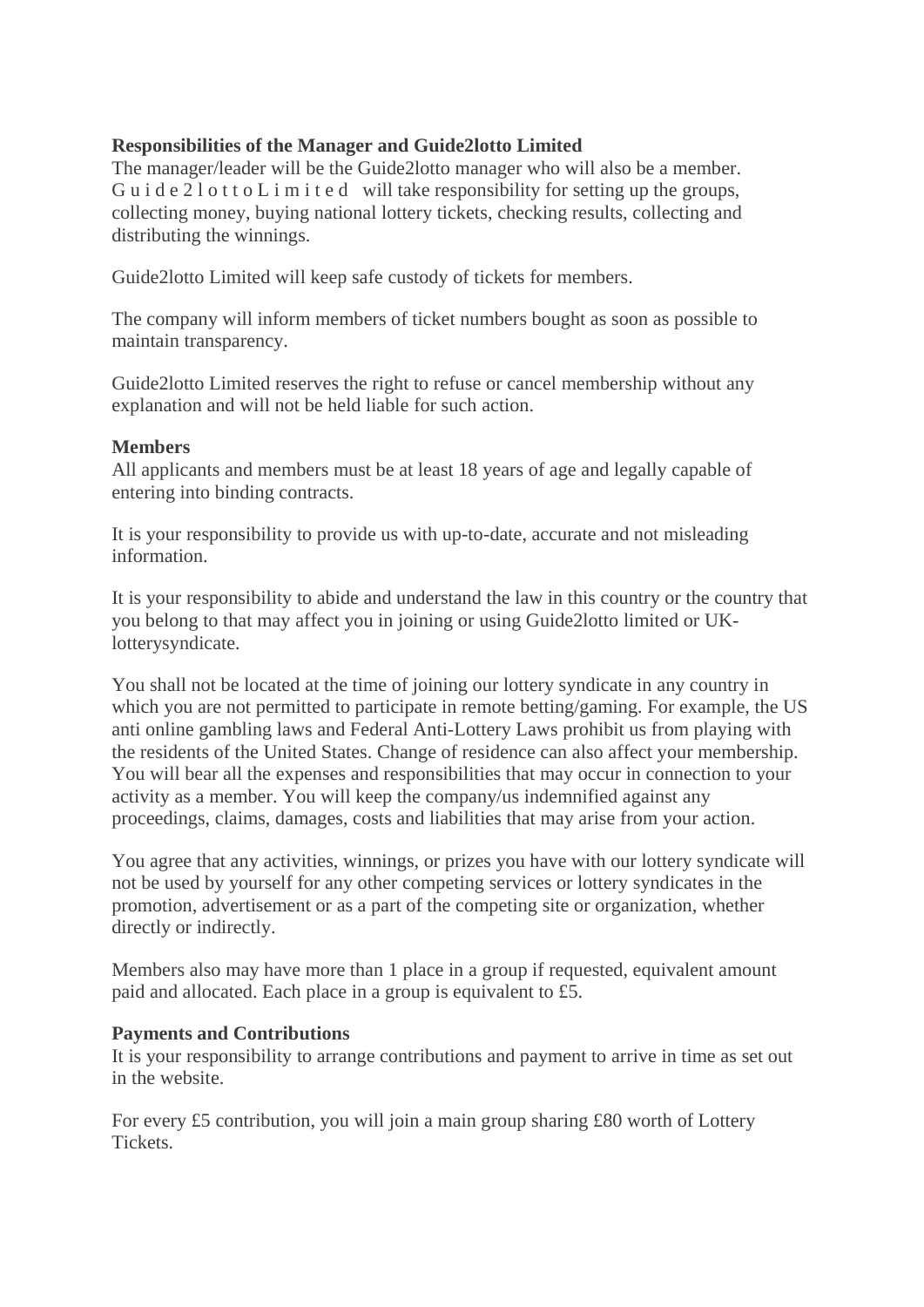**Responsibilities of the Manager and Guide2lotto Limited**

The manager/leader will be the Guide2lotto manager who will also be a member. Guide2lotto Limited will take responsibility for setting up the groups, collecting money, buying national lottery tickets, checking results, collecting and distributing the winnings.

Guide2lotto Limited will keep safe custody of tickets for members.

The company will inform members of ticket numbers bought as soon as possible to maintain transparency.

Guide2lotto Limited reserves the right to refuse or cancel membership without any explanation and will not be held liable for such action.

**Members**

All applicants and members must be at least 18 years of age and legally capable of entering into binding contracts.

It is your responsibility to provide us with up-to-date, accurate and not misleading information.

It is your responsibility to abide and understand the law in this country or the country that you belong to that may affect you in joining or using Guide2lotto limited or UK-lotterysyndicate.

You shall not be located at the time of joining our lottery syndicate in any country in which you are not permitted to participate in remote betting/gaming. For example, the US anti online gambling laws and Federal Anti-Lottery Laws prohibit us from playing with the residents of the United States. Change of residence can also affect your membership. You will bear all the expenses and responsibilities that may occur in connection to your activity as a member. You will keep the company/us indemnified against any proceedings, claims, damages, costs and liabilities that may arise from your action.

You agree that any activities, winnings, or prizes you have with our lottery syndicate will not be used by yourself for any other competing services or lottery syndicates in the promotion, advertisement or as a part of the competing site or organization, whether directly or indirectly.

Members also may have more than 1 place in a group if requested, equivalent amount paid and allocated. Each place in a group is equivalent to £5.

**Payments and Contributions**

It is your responsibility to arrange contributions and payment to arrive in time as set out in the website.

For every £5 contribution, you will join a main group sharing £80 worth of Lottery Tickets.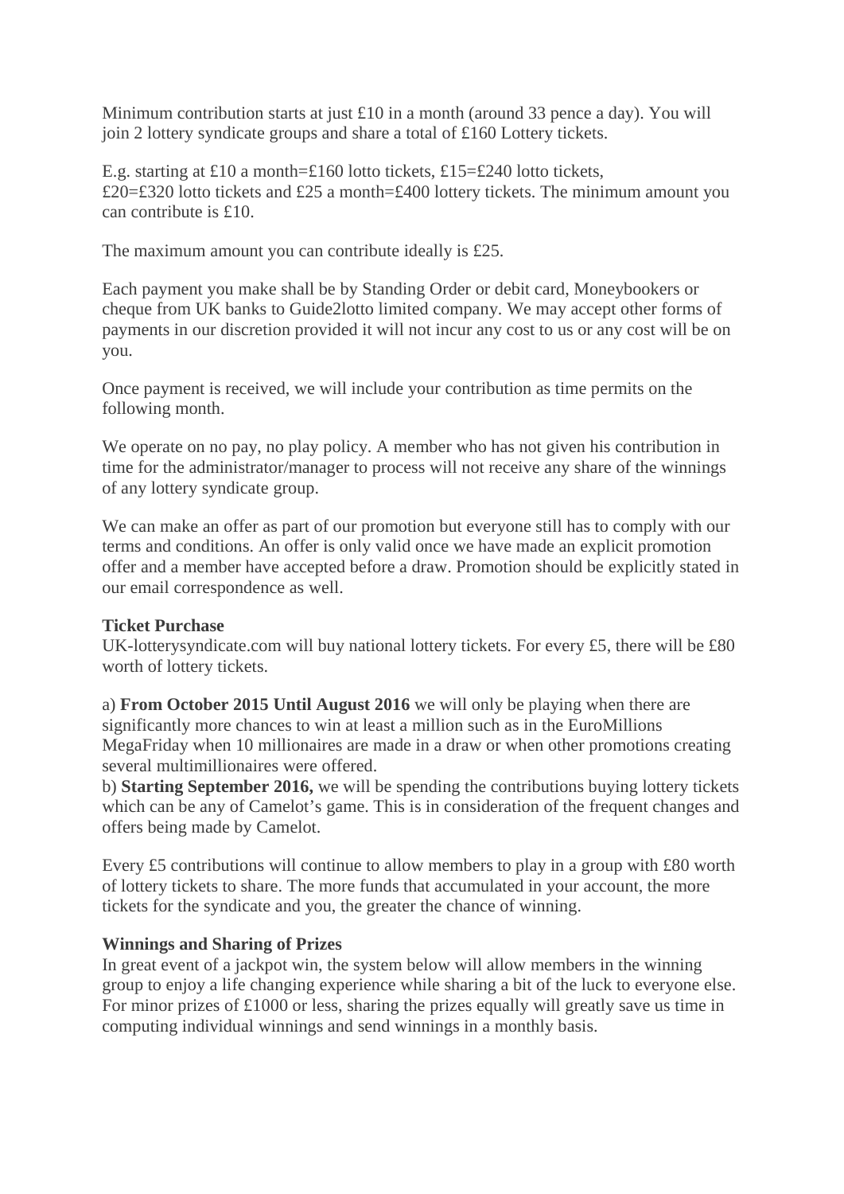Minimum contribution starts at just £10 in a month (around 33 pence a day). You will join 2 lottery syndicate groups and share a total of £160 Lottery tickets.

E.g. starting at £10 a month=£160 lotto tickets, £15=£240 lotto tickets, £20=£320 lotto tickets and £25 a month=£400 lottery tickets. The minimum amount you can contribute is £10.

The maximum amount you can contribute ideally is £25.

Each payment you make shall be by Standing Order or debit card, Moneybookers or cheque from UK banks to Guide2lotto limited company. We may accept other forms of payments in our discretion provided it will not incur any cost to us or any cost will be on you.

Once payment is received, we will include your contribution as time permits on the following month.

We operate on no pay, no play policy. A member who has not given his contribution in time for the administrator/manager to process will not receive any share of the winnings of any lottery syndicate group.

We can make an offer as part of our promotion but everyone still has to comply with our terms and conditions. An offer is only valid once we have made an explicit promotion offer and a member have accepted before a draw. Promotion should be explicitly stated in our email correspondence as well.

**Ticket Purchase**

UK-lotterysyndicate.com will buy national lottery tickets. For every £5, there will be £80 worth of lottery tickets.

a) **From October 2015 Until August 2016** we will only be playing when there are significantly more chances to win at least a million such as in the EuroMillions MegaFriday when 10 millionaires are made in a draw or when other promotions creating several multimillionaires were offered.

b) **Starting September 2016,** we will be spending the contributions buying lottery tickets which can be any of Camelot's game. This is in consideration of the frequent changes and offers being made by Camelot.

Every £5 contributions will continue to allow members to play in a group with £80 worth of lottery tickets to share. The more funds that accumulated in your account, the more tickets for the syndicate and you, the greater the chance of winning.

**Winnings and Sharing of Prizes**

In great event of a jackpot win, the system below will allow members in the winning group to enjoy a life changing experience while sharing a bit of the luck to everyone else. For minor prizes of £1000 or less, sharing the prizes equally will greatly save us time in computing individual winnings and send winnings in a monthly basis.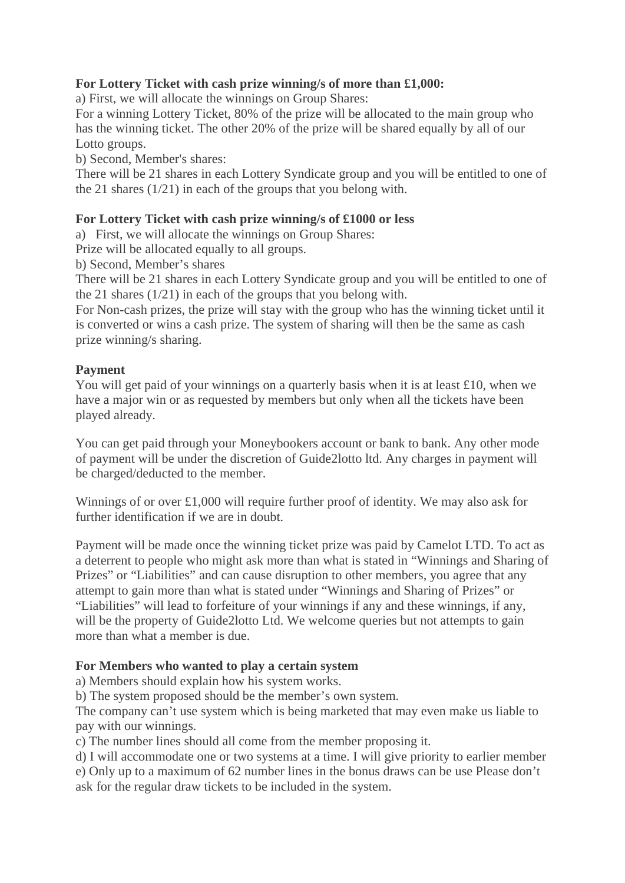**For Lottery Ticket with cash prize winning/s of more than £1,000:**

a) First, we will allocate the winnings on Group Shares:

For a winning Lottery Ticket, 80% of the prize will be allocated to the main group who has the winning ticket. The other 20% of the prize will be shared equally by all of our Lotto groups.

b) Second, Member's shares:

There will be 21 shares in each Lottery Syndicate group and you will be entitled to one of the 21 shares (1/21) in each of the groups that you belong with.

**For Lottery Ticket with cash prize winning/s of £1000 or less**

a) First, we will allocate the winnings on Group Shares:

Prize will be allocated equally to all groups.

b) Second, Member's shares

There will be 21 shares in each Lottery Syndicate group and you will be entitled to one of the 21 shares (1/21) in each of the groups that you belong with.

For Non-cash prizes, the prize will stay with the group who has the winning ticket until it is converted or wins a cash prize. The system of sharing will then be the same as cash prize winning/s sharing.

**Payment**

You will get paid of your winnings on a quarterly basis when it is at least £10, when we have a major win or as requested by members but only when all the tickets have been played already.

You can get paid through your Moneybookers account or bank to bank. Any other mode of payment will be under the discretion of Guide2lotto ltd. Any charges in payment will be charged/deducted to the member.

Winnings of or over £1,000 will require further proof of identity. We may also ask for further identification if we are in doubt.

Payment will be made once the winning ticket prize was paid by Camelot LTD. To act as a deterrent to people who might ask more than what is stated in "Winnings and Sharing of Prizes" or "Liabilities" and can cause disruption to other members, you agree that any attempt to gain more than what is stated under "Winnings and Sharing of Prizes" or "Liabilities" will lead to forfeiture of your winnings if any and these winnings, if any, will be the property of Guide2lotto Ltd. We welcome queries but not attempts to gain more than what a member is due.

**For Members who wanted to play a certain system**

a) Members should explain how his system works.

b) The system proposed should be the member's own system.

The company can't use system which is being marketed that may even make us liable to pay with our winnings.

c) The number lines should all come from the member proposing it.

d) I will accommodate one or two systems at a time. I will give priority to earlier member

e) Only up to a maximum of 62 number lines in the bonus draws can be use Please don't ask for the regular draw tickets to be included in the system.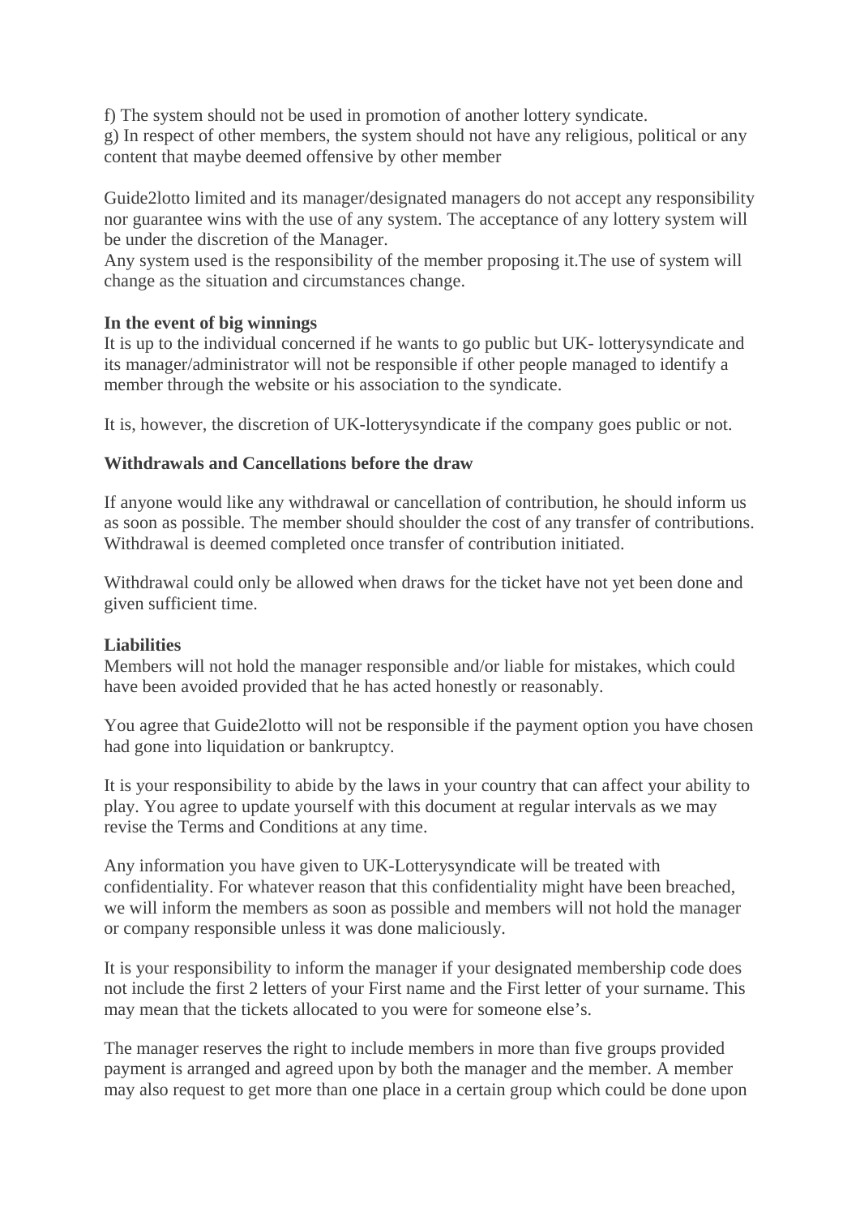f) The system should not be used in promotion of another lottery syndicate.
g) In respect of other members, the system should not have any religious, political or any content that maybe deemed offensive by other member

Guide2lotto limited and its manager/designated managers do not accept any responsibility nor guarantee wins with the use of any system. The acceptance of any lottery system will be under the discretion of the Manager.
Any system used is the responsibility of the member proposing it.The use of system will change as the situation and circumstances change.

**In the event of big winnings**
It is up to the individual concerned if he wants to go public but UK- lotterysyndicate and its manager/administrator will not be responsible if other people managed to identify a member through the website or his association to the syndicate.

It is, however, the discretion of UK-lotterysyndicate if the company goes public or not.

**Withdrawals and Cancellations before the draw**

If anyone would like any withdrawal or cancellation of contribution, he should inform us as soon as possible. The member should shoulder the cost of any transfer of contributions. Withdrawal is deemed completed once transfer of contribution initiated.

Withdrawal could only be allowed when draws for the ticket have not yet been done and given sufficient time.

**Liabilities**
Members will not hold the manager responsible and/or liable for mistakes, which could have been avoided provided that he has acted honestly or reasonably.

You agree that Guide2lotto will not be responsible if the payment option you have chosen had gone into liquidation or bankruptcy.

It is your responsibility to abide by the laws in your country that can affect your ability to play. You agree to update yourself with this document at regular intervals as we may revise the Terms and Conditions at any time.

Any information you have given to UK-Lotterysyndicate will be treated with confidentiality. For whatever reason that this confidentiality might have been breached, we will inform the members as soon as possible and members will not hold the manager or company responsible unless it was done maliciously.

It is your responsibility to inform the manager if your designated membership code does not include the first 2 letters of your First name and the First letter of your surname. This may mean that the tickets allocated to you were for someone else's.

The manager reserves the right to include members in more than five groups provided payment is arranged and agreed upon by both the manager and the member. A member may also request to get more than one place in a certain group which could be done upon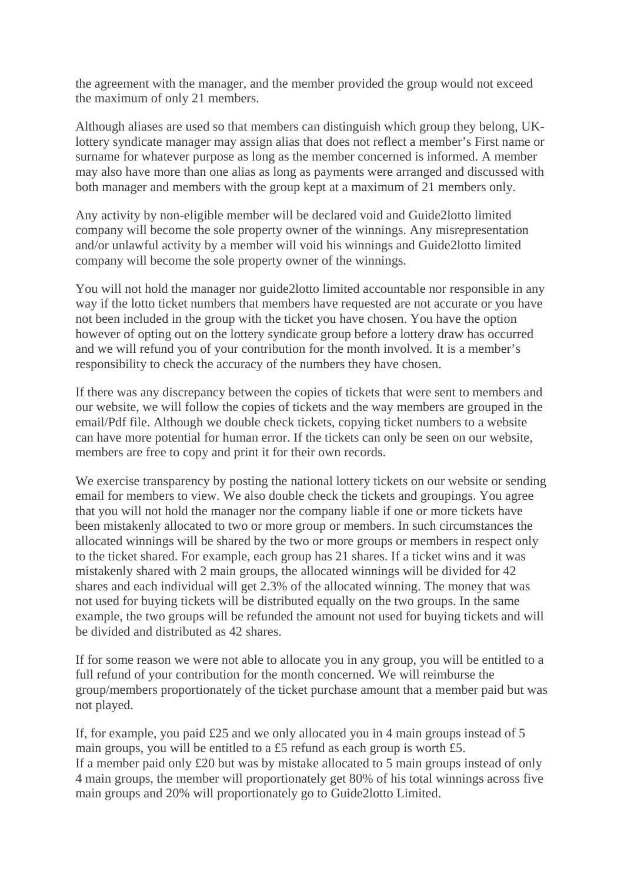the agreement with the manager, and the member provided the group would not exceed the maximum of only 21 members.

Although aliases are used so that members can distinguish which group they belong, UK-lottery syndicate manager may assign alias that does not reflect a member's First name or surname for whatever purpose as long as the member concerned is informed. A member may also have more than one alias as long as payments were arranged and discussed with both manager and members with the group kept at a maximum of 21 members only.

Any activity by non-eligible member will be declared void and Guide2lotto limited company will become the sole property owner of the winnings. Any misrepresentation and/or unlawful activity by a member will void his winnings and Guide2lotto limited company will become the sole property owner of the winnings.

You will not hold the manager nor guide2lotto limited accountable nor responsible in any way if the lotto ticket numbers that members have requested are not accurate or you have not been included in the group with the ticket you have chosen. You have the option however of opting out on the lottery syndicate group before a lottery draw has occurred and we will refund you of your contribution for the month involved. It is a member's responsibility to check the accuracy of the numbers they have chosen.

If there was any discrepancy between the copies of tickets that were sent to members and our website, we will follow the copies of tickets and the way members are grouped in the email/Pdf file. Although we double check tickets, copying ticket numbers to a website can have more potential for human error. If the tickets can only be seen on our website, members are free to copy and print it for their own records.

We exercise transparency by posting the national lottery tickets on our website or sending email for members to view. We also double check the tickets and groupings. You agree that you will not hold the manager nor the company liable if one or more tickets have been mistakenly allocated to two or more group or members. In such circumstances the allocated winnings will be shared by the two or more groups or members in respect only to the ticket shared. For example, each group has 21 shares. If a ticket wins and it was mistakenly shared with 2 main groups, the allocated winnings will be divided for 42 shares and each individual will get 2.3% of the allocated winning. The money that was not used for buying tickets will be distributed equally on the two groups. In the same example, the two groups will be refunded the amount not used for buying tickets and will be divided and distributed as 42 shares.

If for some reason we were not able to allocate you in any group, you will be entitled to a full refund of your contribution for the month concerned. We will reimburse the group/members proportionately of the ticket purchase amount that a member paid but was not played.

If, for example, you paid £25 and we only allocated you in 4 main groups instead of 5 main groups, you will be entitled to a £5 refund as each group is worth £5.
If a member paid only £20 but was by mistake allocated to 5 main groups instead of only 4 main groups, the member will proportionately get 80% of his total winnings across five main groups and 20% will proportionately go to Guide2lotto Limited.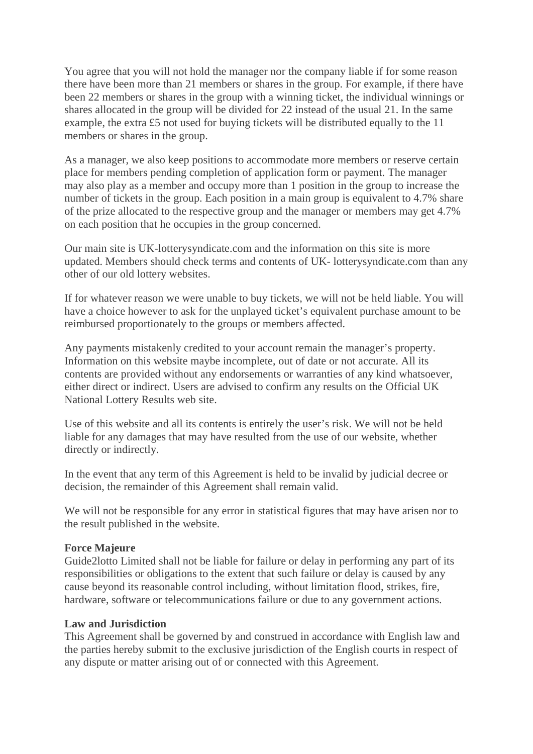You agree that you will not hold the manager nor the company liable if for some reason there have been more than 21 members or shares in the group. For example, if there have been 22 members or shares in the group with a winning ticket, the individual winnings or shares allocated in the group will be divided for 22 instead of the usual 21. In the same example, the extra £5 not used for buying tickets will be distributed equally to the 11 members or shares in the group.

As a manager, we also keep positions to accommodate more members or reserve certain place for members pending completion of application form or payment. The manager may also play as a member and occupy more than 1 position in the group to increase the number of tickets in the group. Each position in a main group is equivalent to 4.7% share of the prize allocated to the respective group and the manager or members may get 4.7% on each position that he occupies in the group concerned.

Our main site is UK-lotterysyndicate.com and the information on this site is more updated. Members should check terms and contents of UK- lotterysyndicate.com than any other of our old lottery websites.

If for whatever reason we were unable to buy tickets, we will not be held liable. You will have a choice however to ask for the unplayed ticket's equivalent purchase amount to be reimbursed proportionately to the groups or members affected.

Any payments mistakenly credited to your account remain the manager's property. Information on this website maybe incomplete, out of date or not accurate. All its contents are provided without any endorsements or warranties of any kind whatsoever, either direct or indirect. Users are advised to confirm any results on the Official UK National Lottery Results web site.

Use of this website and all its contents is entirely the user's risk. We will not be held liable for any damages that may have resulted from the use of our website, whether directly or indirectly.

In the event that any term of this Agreement is held to be invalid by judicial decree or decision, the remainder of this Agreement shall remain valid.

We will not be responsible for any error in statistical figures that may have arisen nor to the result published in the website.

**Force Majeure**
Guide2lotto Limited shall not be liable for failure or delay in performing any part of its responsibilities or obligations to the extent that such failure or delay is caused by any cause beyond its reasonable control including, without limitation flood, strikes, fire, hardware, software or telecommunications failure or due to any government actions.

**Law and Jurisdiction**
This Agreement shall be governed by and construed in accordance with English law and the parties hereby submit to the exclusive jurisdiction of the English courts in respect of any dispute or matter arising out of or connected with this Agreement.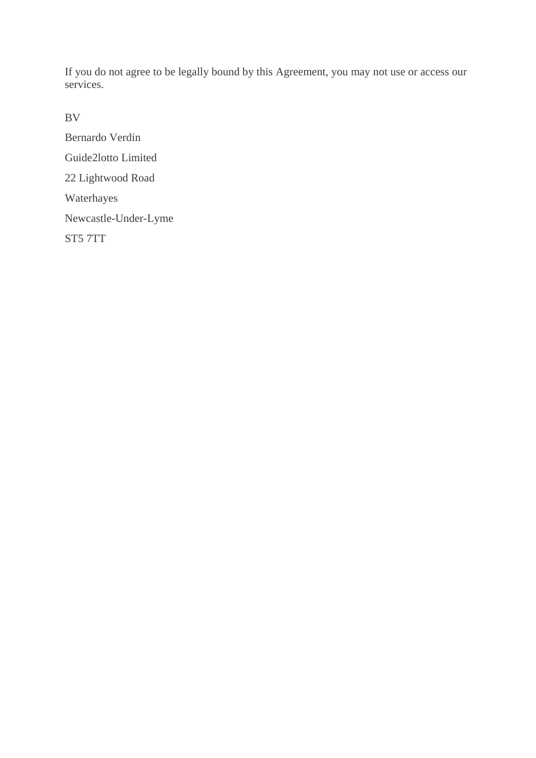If you do not agree to be legally bound by this Agreement, you may not use or access our services.

BV

Bernardo Verdin

Guide2lotto Limited

22 Lightwood Road

Waterhayes

Newcastle-Under-Lyme

ST5 7TT